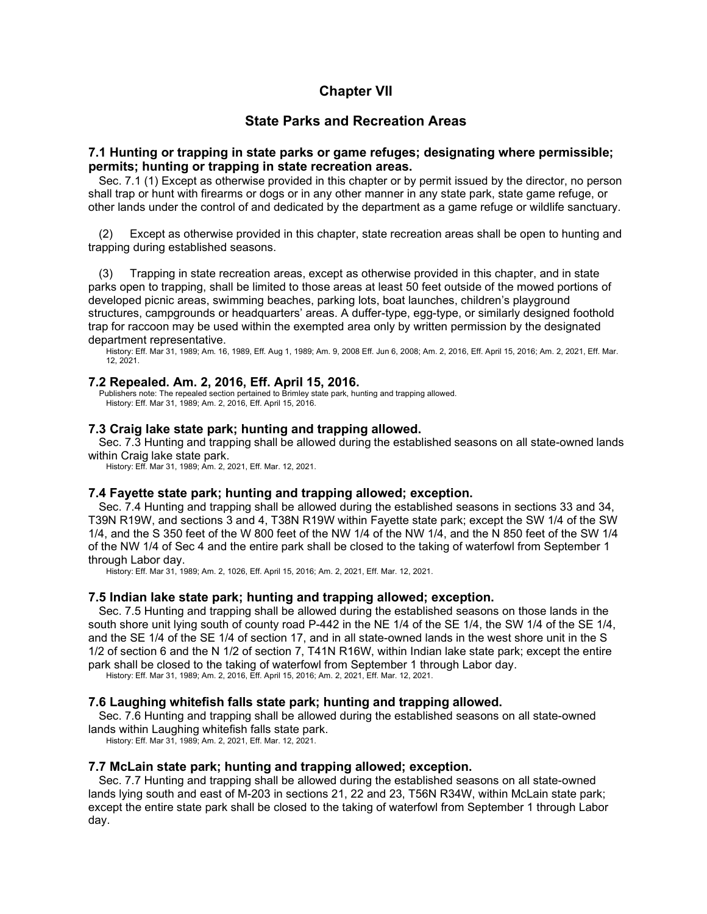# Chapter VII

## State Parks and Recreation Areas

### 7.1 Hunting or trapping in state parks or game refuges; designating where permissible; permits; hunting or trapping in state recreation areas.

Sec. 7.1 (1) Except as otherwise provided in this chapter or by permit issued by the director, no person shall trap or hunt with firearms or dogs or in any other manner in any state park, state game refuge, or other lands under the control of and dedicated by the department as a game refuge or wildlife sanctuary.

(2) Except as otherwise provided in this chapter, state recreation areas shall be open to hunting and trapping during established seasons.

(3) Trapping in state recreation areas, except as otherwise provided in this chapter, and in state parks open to trapping, shall be limited to those areas at least 50 feet outside of the mowed portions of developed picnic areas, swimming beaches, parking lots, boat launches, children's playground structures, campgrounds or headquarters' areas. A duffer-type, egg-type, or similarly designed foothold trap for raccoon may be used within the exempted area only by written permission by the designated department representative.

History: Eff. Mar 31, 1989; Am. 16, 1989, Eff. Aug 1, 1989; Am. 9, 2008 Eff. Jun 6, 2008; Am. 2, 2016, Eff. April 15, 2016; Am. 2, 2021, Eff. Mar. 12, 2021.

### 7.2 Repealed. Am. 2, 2016, Eff. April 15, 2016.

Publishers note: The repealed section pertained to Brimley state park, hunting and trapping allowed.
History: Eff. Mar 31, 1989; Am. 2, 2016, Eff. April 15, 2016.

### 7.3 Craig lake state park; hunting and trapping allowed.

Sec. 7.3 Hunting and trapping shall be allowed during the established seasons on all state-owned lands within Craig lake state park.

History: Eff. Mar 31, 1989; Am. 2, 2021, Eff. Mar. 12, 2021.

### 7.4 Fayette state park; hunting and trapping allowed; exception.

Sec. 7.4 Hunting and trapping shall be allowed during the established seasons in sections 33 and 34, T39N R19W, and sections 3 and 4, T38N R19W within Fayette state park; except the SW 1/4 of the SW 1/4, and the S 350 feet of the W 800 feet of the NW 1/4 of the NW 1/4, and the N 850 feet of the SW 1/4 of the NW 1/4 of Sec 4 and the entire park shall be closed to the taking of waterfowl from September 1 through Labor day.

History: Eff. Mar 31, 1989; Am. 2, 1026, Eff. April 15, 2016; Am. 2, 2021, Eff. Mar. 12, 2021.

### 7.5 Indian lake state park; hunting and trapping allowed; exception.

Sec. 7.5 Hunting and trapping shall be allowed during the established seasons on those lands in the south shore unit lying south of county road P-442 in the NE 1/4 of the SE 1/4, the SW 1/4 of the SE 1/4, and the SE 1/4 of the SE 1/4 of section 17, and in all state-owned lands in the west shore unit in the S 1/2 of section 6 and the N 1/2 of section 7, T41N R16W, within Indian lake state park; except the entire park shall be closed to the taking of waterfowl from September 1 through Labor day.

History: Eff. Mar 31, 1989; Am. 2, 2016, Eff. April 15, 2016; Am. 2, 2021, Eff. Mar. 12, 2021.

### 7.6 Laughing whitefish falls state park; hunting and trapping allowed.

Sec. 7.6 Hunting and trapping shall be allowed during the established seasons on all state-owned lands within Laughing whitefish falls state park.

History: Eff. Mar 31, 1989; Am. 2, 2021, Eff. Mar. 12, 2021.

### 7.7 McLain state park; hunting and trapping allowed; exception.

Sec. 7.7 Hunting and trapping shall be allowed during the established seasons on all state-owned lands lying south and east of M-203 in sections 21, 22 and 23, T56N R34W, within McLain state park; except the entire state park shall be closed to the taking of waterfowl from September 1 through Labor day.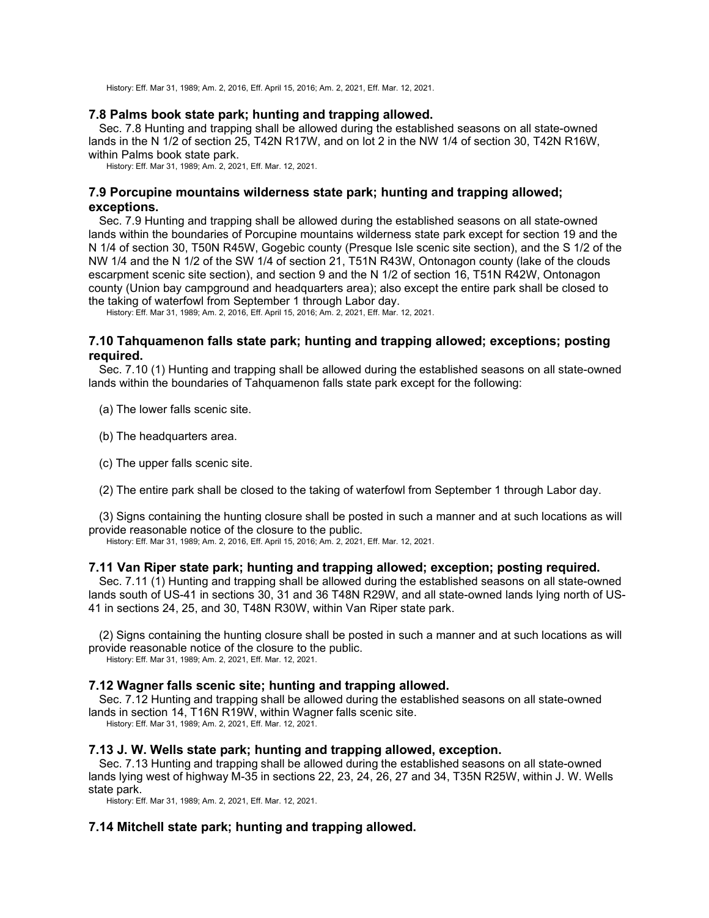History: Eff. Mar 31, 1989; Am. 2, 2016, Eff. April 15, 2016; Am. 2, 2021, Eff. Mar. 12, 2021.

### 7.8 Palms book state park; hunting and trapping allowed.

Sec. 7.8 Hunting and trapping shall be allowed during the established seasons on all state-owned lands in the N 1/2 of section 25, T42N R17W, and on lot 2 in the NW 1/4 of section 30, T42N R16W, within Palms book state park.

History: Eff. Mar 31, 1989; Am. 2, 2021, Eff. Mar. 12, 2021.

### 7.9 Porcupine mountains wilderness state park; hunting and trapping allowed; exceptions.

Sec. 7.9 Hunting and trapping shall be allowed during the established seasons on all state-owned lands within the boundaries of Porcupine mountains wilderness state park except for section 19 and the N 1/4 of section 30, T50N R45W, Gogebic county (Presque Isle scenic site section), and the S 1/2 of the NW 1/4 and the N 1/2 of the SW 1/4 of section 21, T51N R43W, Ontonagon county (lake of the clouds escarpment scenic site section), and section 9 and the N 1/2 of section 16, T51N R42W, Ontonagon county (Union bay campground and headquarters area); also except the entire park shall be closed to the taking of waterfowl from September 1 through Labor day.

History: Eff. Mar 31, 1989; Am. 2, 2016, Eff. April 15, 2016; Am. 2, 2021, Eff. Mar. 12, 2021.

### 7.10 Tahquamenon falls state park; hunting and trapping allowed; exceptions; posting required.

Sec. 7.10 (1) Hunting and trapping shall be allowed during the established seasons on all state-owned lands within the boundaries of Tahquamenon falls state park except for the following:

(a) The lower falls scenic site.

(b) The headquarters area.

(c) The upper falls scenic site.

(2) The entire park shall be closed to the taking of waterfowl from September 1 through Labor day.

(3) Signs containing the hunting closure shall be posted in such a manner and at such locations as will provide reasonable notice of the closure to the public.

History: Eff. Mar 31, 1989; Am. 2, 2016, Eff. April 15, 2016; Am. 2, 2021, Eff. Mar. 12, 2021.

### 7.11 Van Riper state park; hunting and trapping allowed; exception; posting required.

Sec. 7.11 (1) Hunting and trapping shall be allowed during the established seasons on all state-owned lands south of US-41 in sections 30, 31 and 36 T48N R29W, and all state-owned lands lying north of US-41 in sections 24, 25, and 30, T48N R30W, within Van Riper state park.

(2) Signs containing the hunting closure shall be posted in such a manner and at such locations as will provide reasonable notice of the closure to the public.

History: Eff. Mar 31, 1989; Am. 2, 2021, Eff. Mar. 12, 2021.

### 7.12 Wagner falls scenic site; hunting and trapping allowed.

Sec. 7.12 Hunting and trapping shall be allowed during the established seasons on all state-owned lands in section 14, T16N R19W, within Wagner falls scenic site.

History: Eff. Mar 31, 1989; Am. 2, 2021, Eff. Mar. 12, 2021.

### 7.13 J. W. Wells state park; hunting and trapping allowed, exception.

Sec. 7.13 Hunting and trapping shall be allowed during the established seasons on all state-owned lands lying west of highway M-35 in sections 22, 23, 24, 26, 27 and 34, T35N R25W, within J. W. Wells state park.

History: Eff. Mar 31, 1989; Am. 2, 2021, Eff. Mar. 12, 2021.

### 7.14 Mitchell state park; hunting and trapping allowed.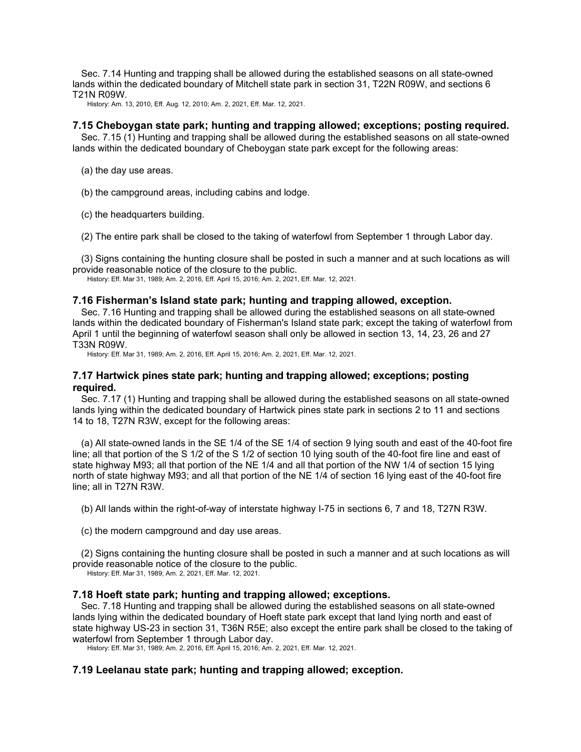Sec. 7.14 Hunting and trapping shall be allowed during the established seasons on all state-owned lands within the dedicated boundary of Mitchell state park in section 31, T22N R09W, and sections 6 T21N R09W.

History: Am. 13, 2010, Eff. Aug. 12, 2010; Am. 2, 2021, Eff. Mar. 12, 2021.

### 7.15 Cheboygan state park; hunting and trapping allowed; exceptions; posting required.

Sec. 7.15 (1) Hunting and trapping shall be allowed during the established seasons on all state-owned lands within the dedicated boundary of Cheboygan state park except for the following areas:

(a) the day use areas.

(b) the campground areas, including cabins and lodge.

(c) the headquarters building.

(2) The entire park shall be closed to the taking of waterfowl from September 1 through Labor day.

(3) Signs containing the hunting closure shall be posted in such a manner and at such locations as will provide reasonable notice of the closure to the public.

History: Eff. Mar 31, 1989; Am. 2, 2016, Eff. April 15, 2016; Am. 2, 2021, Eff. Mar. 12, 2021.

### 7.16 Fisherman's Island state park; hunting and trapping allowed, exception.

Sec. 7.16 Hunting and trapping shall be allowed during the established seasons on all state-owned lands within the dedicated boundary of Fisherman's Island state park; except the taking of waterfowl from April 1 until the beginning of waterfowl season shall only be allowed in section 13, 14, 23, 26 and 27 T33N R09W.

History: Eff. Mar 31, 1989; Am. 2, 2016, Eff. April 15, 2016; Am. 2, 2021, Eff. Mar. 12, 2021.

### 7.17 Hartwick pines state park; hunting and trapping allowed; exceptions; posting required.

Sec. 7.17 (1) Hunting and trapping shall be allowed during the established seasons on all state-owned lands lying within the dedicated boundary of Hartwick pines state park in sections 2 to 11 and sections 14 to 18, T27N R3W, except for the following areas:

(a) All state-owned lands in the SE 1/4 of the SE 1/4 of section 9 lying south and east of the 40-foot fire line; all that portion of the S 1/2 of the S 1/2 of section 10 lying south of the 40-foot fire line and east of state highway M93; all that portion of the NE 1/4 and all that portion of the NW 1/4 of section 15 lying north of state highway M93; and all that portion of the NE 1/4 of section 16 lying east of the 40-foot fire line; all in T27N R3W.

(b) All lands within the right-of-way of interstate highway I-75 in sections 6, 7 and 18, T27N R3W.

(c) the modern campground and day use areas.

(2) Signs containing the hunting closure shall be posted in such a manner and at such locations as will provide reasonable notice of the closure to the public.

History: Eff. Mar 31, 1989; Am. 2, 2021, Eff. Mar. 12, 2021.

### 7.18 Hoeft state park; hunting and trapping allowed; exceptions.

Sec. 7.18 Hunting and trapping shall be allowed during the established seasons on all state-owned lands lying within the dedicated boundary of Hoeft state park except that land lying north and east of state highway US-23 in section 31, T36N R5E; also except the entire park shall be closed to the taking of waterfowl from September 1 through Labor day.

History: Eff. Mar 31, 1989; Am. 2, 2016, Eff. April 15, 2016; Am. 2, 2021, Eff. Mar. 12, 2021.

### 7.19 Leelanau state park; hunting and trapping allowed; exception.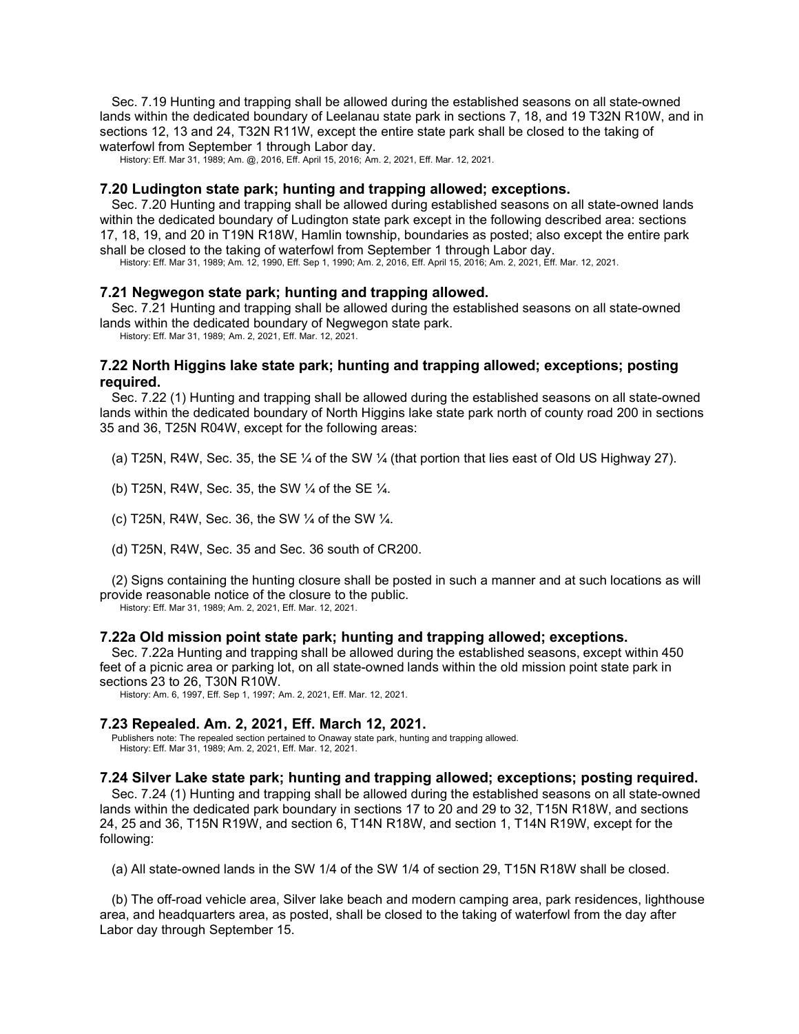Sec. 7.19 Hunting and trapping shall be allowed during the established seasons on all state-owned lands within the dedicated boundary of Leelanau state park in sections 7, 18, and 19 T32N R10W, and in sections 12, 13 and 24, T32N R11W, except the entire state park shall be closed to the taking of waterfowl from September 1 through Labor day.

History: Eff. Mar 31, 1989; Am. @, 2016, Eff. April 15, 2016; Am. 2, 2021, Eff. Mar. 12, 2021.

### 7.20 Ludington state park; hunting and trapping allowed; exceptions.

Sec. 7.20 Hunting and trapping shall be allowed during established seasons on all state-owned lands within the dedicated boundary of Ludington state park except in the following described area: sections 17, 18, 19, and 20 in T19N R18W, Hamlin township, boundaries as posted; also except the entire park shall be closed to the taking of waterfowl from September 1 through Labor day.

History: Eff. Mar 31, 1989; Am. 12, 1990, Eff. Sep 1, 1990; Am. 2, 2016, Eff. April 15, 2016; Am. 2, 2021, Eff. Mar. 12, 2021.

### 7.21 Negwegon state park; hunting and trapping allowed.

Sec. 7.21 Hunting and trapping shall be allowed during the established seasons on all state-owned lands within the dedicated boundary of Negwegon state park.

History: Eff. Mar 31, 1989; Am. 2, 2021, Eff. Mar. 12, 2021.

### 7.22 North Higgins lake state park; hunting and trapping allowed; exceptions; posting required.

Sec. 7.22 (1) Hunting and trapping shall be allowed during the established seasons on all state-owned lands within the dedicated boundary of North Higgins lake state park north of county road 200 in sections 35 and 36, T25N R04W, except for the following areas:

(a) T25N, R4W, Sec. 35, the SE ¼ of the SW ¼ (that portion that lies east of Old US Highway 27).

(b) T25N, R4W, Sec. 35, the SW ¼ of the SE ¼.

(c) T25N, R4W, Sec. 36, the SW ¼ of the SW ¼.

(d) T25N, R4W, Sec. 35 and Sec. 36 south of CR200.

(2) Signs containing the hunting closure shall be posted in such a manner and at such locations as will provide reasonable notice of the closure to the public.

History: Eff. Mar 31, 1989; Am. 2, 2021, Eff. Mar. 12, 2021.

### 7.22a Old mission point state park; hunting and trapping allowed; exceptions.

Sec. 7.22a Hunting and trapping shall be allowed during the established seasons, except within 450 feet of a picnic area or parking lot, on all state-owned lands within the old mission point state park in sections 23 to 26, T30N R10W.

History: Am. 6, 1997, Eff. Sep 1, 1997; Am. 2, 2021, Eff. Mar. 12, 2021.

### 7.23 Repealed. Am. 2, 2021, Eff. March 12, 2021.

Publishers note: The repealed section pertained to Onaway state park, hunting and trapping allowed.
History: Eff. Mar 31, 1989; Am. 2, 2021, Eff. Mar. 12, 2021.

### 7.24 Silver Lake state park; hunting and trapping allowed; exceptions; posting required.

Sec. 7.24 (1) Hunting and trapping shall be allowed during the established seasons on all state-owned lands within the dedicated park boundary in sections 17 to 20 and 29 to 32, T15N R18W, and sections 24, 25 and 36, T15N R19W, and section 6, T14N R18W, and section 1, T14N R19W, except for the following:

(a) All state-owned lands in the SW 1/4 of the SW 1/4 of section 29, T15N R18W shall be closed.

(b) The off-road vehicle area, Silver lake beach and modern camping area, park residences, lighthouse area, and headquarters area, as posted, shall be closed to the taking of waterfowl from the day after Labor day through September 15.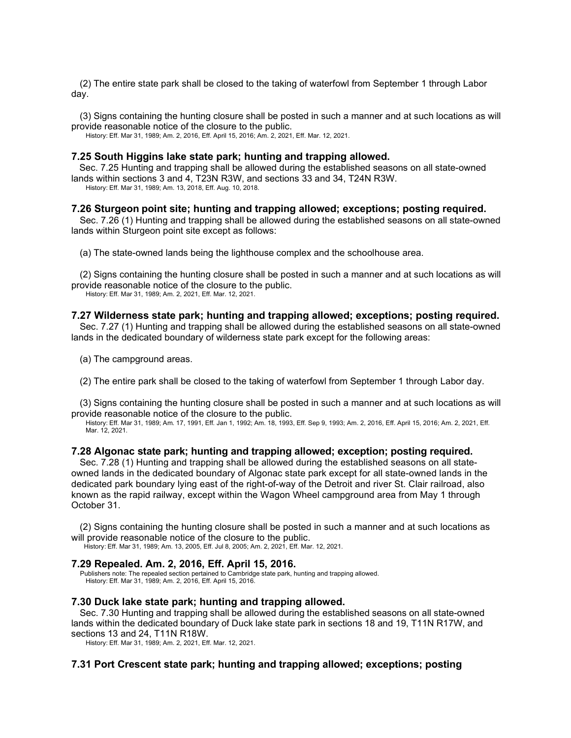(2) The entire state park shall be closed to the taking of waterfowl from September 1 through Labor day.

(3) Signs containing the hunting closure shall be posted in such a manner and at such locations as will provide reasonable notice of the closure to the public.

History: Eff. Mar 31, 1989; Am. 2, 2016, Eff. April 15, 2016; Am. 2, 2021, Eff. Mar. 12, 2021.

### 7.25 South Higgins lake state park; hunting and trapping allowed.

Sec. 7.25 Hunting and trapping shall be allowed during the established seasons on all state-owned lands within sections 3 and 4, T23N R3W, and sections 33 and 34, T24N R3W.

History: Eff. Mar 31, 1989; Am. 13, 2018, Eff. Aug. 10, 2018.

### 7.26 Sturgeon point site; hunting and trapping allowed; exceptions; posting required.

Sec. 7.26 (1) Hunting and trapping shall be allowed during the established seasons on all state-owned lands within Sturgeon point site except as follows:

(a) The state-owned lands being the lighthouse complex and the schoolhouse area.

(2) Signs containing the hunting closure shall be posted in such a manner and at such locations as will provide reasonable notice of the closure to the public.

History: Eff. Mar 31, 1989; Am. 2, 2021, Eff. Mar. 12, 2021.

### 7.27 Wilderness state park; hunting and trapping allowed; exceptions; posting required.

Sec. 7.27 (1) Hunting and trapping shall be allowed during the established seasons on all state-owned lands in the dedicated boundary of wilderness state park except for the following areas:

(a) The campground areas.

(2) The entire park shall be closed to the taking of waterfowl from September 1 through Labor day.

(3) Signs containing the hunting closure shall be posted in such a manner and at such locations as will provide reasonable notice of the closure to the public.

History: Eff. Mar 31, 1989; Am. 17, 1991, Eff. Jan 1, 1992; Am. 18, 1993, Eff. Sep 9, 1993; Am. 2, 2016, Eff. April 15, 2016; Am. 2, 2021, Eff. Mar. 12, 2021.

### 7.28 Algonac state park; hunting and trapping allowed; exception; posting required.

Sec. 7.28 (1) Hunting and trapping shall be allowed during the established seasons on all state-owned lands in the dedicated boundary of Algonac state park except for all state-owned lands in the dedicated park boundary lying east of the right-of-way of the Detroit and river St. Clair railroad, also known as the rapid railway, except within the Wagon Wheel campground area from May 1 through October 31.

(2) Signs containing the hunting closure shall be posted in such a manner and at such locations as will provide reasonable notice of the closure to the public.

History: Eff. Mar 31, 1989; Am. 13, 2005, Eff. Jul 8, 2005; Am. 2, 2021, Eff. Mar. 12, 2021.

### 7.29 Repealed. Am. 2, 2016, Eff. April 15, 2016.

Publishers note: The repealed section pertained to Cambridge state park, hunting and trapping allowed.

History: Eff. Mar 31, 1989; Am. 2, 2016, Eff. April 15, 2016.

### 7.30 Duck lake state park; hunting and trapping allowed.

Sec. 7.30 Hunting and trapping shall be allowed during the established seasons on all state-owned lands within the dedicated boundary of Duck lake state park in sections 18 and 19, T11N R17W, and sections 13 and 24, T11N R18W.

History: Eff. Mar 31, 1989; Am. 2, 2021, Eff. Mar. 12, 2021.

### 7.31 Port Crescent state park; hunting and trapping allowed; exceptions; posting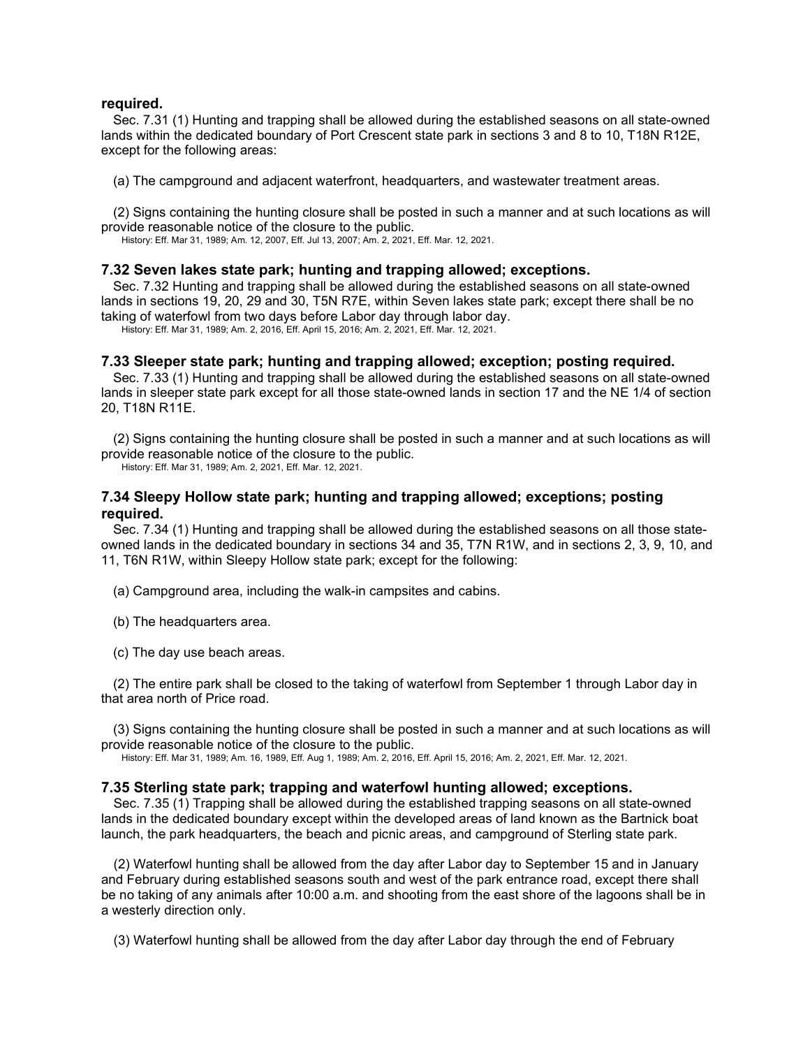**required.**

Sec. 7.31 (1) Hunting and trapping shall be allowed during the established seasons on all state-owned lands within the dedicated boundary of Port Crescent state park in sections 3 and 8 to 10, T18N R12E, except for the following areas:

(a) The campground and adjacent waterfront, headquarters, and wastewater treatment areas.

(2) Signs containing the hunting closure shall be posted in such a manner and at such locations as will provide reasonable notice of the closure to the public.

History: Eff. Mar 31, 1989; Am. 12, 2007, Eff. Jul 13, 2007; Am. 2, 2021, Eff. Mar. 12, 2021.

### 7.32 Seven lakes state park; hunting and trapping allowed; exceptions.

Sec. 7.32 Hunting and trapping shall be allowed during the established seasons on all state-owned lands in sections 19, 20, 29 and 30, T5N R7E, within Seven lakes state park; except there shall be no taking of waterfowl from two days before Labor day through labor day.

History: Eff. Mar 31, 1989; Am. 2, 2016, Eff. April 15, 2016; Am. 2, 2021, Eff. Mar. 12, 2021.

### 7.33 Sleeper state park; hunting and trapping allowed; exception; posting required.

Sec. 7.33 (1) Hunting and trapping shall be allowed during the established seasons on all state-owned lands in sleeper state park except for all those state-owned lands in section 17 and the NE 1/4 of section 20, T18N R11E.

(2) Signs containing the hunting closure shall be posted in such a manner and at such locations as will provide reasonable notice of the closure to the public.

History: Eff. Mar 31, 1989; Am. 2, 2021, Eff. Mar. 12, 2021.

### 7.34 Sleepy Hollow state park; hunting and trapping allowed; exceptions; posting required.

Sec. 7.34 (1) Hunting and trapping shall be allowed during the established seasons on all those state-owned lands in the dedicated boundary in sections 34 and 35, T7N R1W, and in sections 2, 3, 9, 10, and 11, T6N R1W, within Sleepy Hollow state park; except for the following:

(a) Campground area, including the walk-in campsites and cabins.

(b) The headquarters area.

(c) The day use beach areas.

(2) The entire park shall be closed to the taking of waterfowl from September 1 through Labor day in that area north of Price road.

(3) Signs containing the hunting closure shall be posted in such a manner and at such locations as will provide reasonable notice of the closure to the public.

History: Eff. Mar 31, 1989; Am. 16, 1989, Eff. Aug 1, 1989; Am. 2, 2016, Eff. April 15, 2016; Am. 2, 2021, Eff. Mar. 12, 2021.

### 7.35 Sterling state park; trapping and waterfowl hunting allowed; exceptions.

Sec. 7.35 (1) Trapping shall be allowed during the established trapping seasons on all state-owned lands in the dedicated boundary except within the developed areas of land known as the Bartnick boat launch, the park headquarters, the beach and picnic areas, and campground of Sterling state park.

(2) Waterfowl hunting shall be allowed from the day after Labor day to September 15 and in January and February during established seasons south and west of the park entrance road, except there shall be no taking of any animals after 10:00 a.m. and shooting from the east shore of the lagoons shall be in a westerly direction only.

(3) Waterfowl hunting shall be allowed from the day after Labor day through the end of February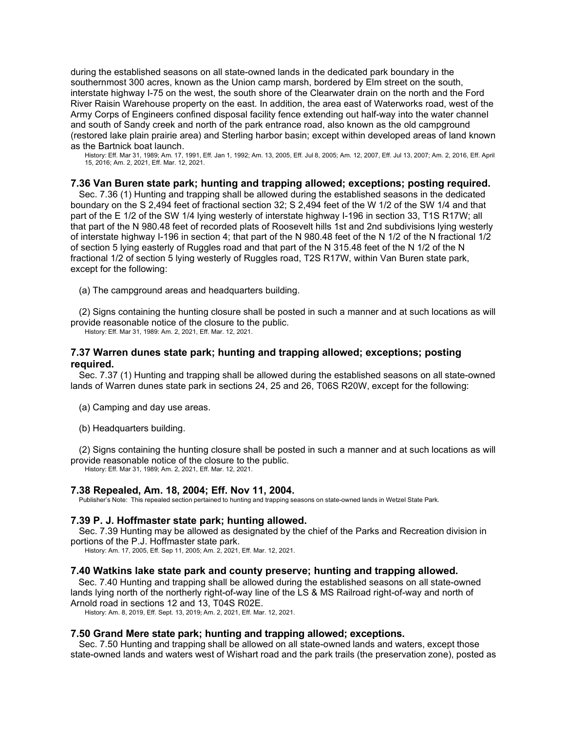during the established seasons on all state-owned lands in the dedicated park boundary in the southernmost 300 acres, known as the Union camp marsh, bordered by Elm street on the south, interstate highway I-75 on the west, the south shore of the Clearwater drain on the north and the Ford River Raisin Warehouse property on the east. In addition, the area east of Waterworks road, west of the Army Corps of Engineers confined disposal facility fence extending out half-way into the water channel and south of Sandy creek and north of the park entrance road, also known as the old campground (restored lake plain prairie area) and Sterling harbor basin; except within developed areas of land known as the Bartnick boat launch.

History: Eff. Mar 31, 1989; Am. 17, 1991, Eff. Jan 1, 1992; Am. 13, 2005, Eff. Jul 8, 2005; Am. 12, 2007, Eff. Jul 13, 2007; Am. 2, 2016, Eff. April 15, 2016; Am. 2, 2021, Eff. Mar. 12, 2021.

### 7.36 Van Buren state park; hunting and trapping allowed; exceptions; posting required.

Sec. 7.36 (1) Hunting and trapping shall be allowed during the established seasons in the dedicated boundary on the S 2,494 feet of fractional section 32; S 2,494 feet of the W 1/2 of the SW 1/4 and that part of the E 1/2 of the SW 1/4 lying westerly of interstate highway I-196 in section 33, T1S R17W; all that part of the N 980.48 feet of recorded plats of Roosevelt hills 1st and 2nd subdivisions lying westerly of interstate highway I-196 in section 4; that part of the N 980.48 feet of the N 1/2 of the N fractional 1/2 of section 5 lying easterly of Ruggles road and that part of the N 315.48 feet of the N 1/2 of the N fractional 1/2 of section 5 lying westerly of Ruggles road, T2S R17W, within Van Buren state park, except for the following:

(a) The campground areas and headquarters building.

(2) Signs containing the hunting closure shall be posted in such a manner and at such locations as will provide reasonable notice of the closure to the public.

History: Eff. Mar 31, 1989: Am. 2, 2021, Eff. Mar. 12, 2021.

### 7.37 Warren dunes state park; hunting and trapping allowed; exceptions; posting required.

Sec. 7.37 (1) Hunting and trapping shall be allowed during the established seasons on all state-owned lands of Warren dunes state park in sections 24, 25 and 26, T06S R20W, except for the following:

(a) Camping and day use areas.

(b) Headquarters building.

(2) Signs containing the hunting closure shall be posted in such a manner and at such locations as will provide reasonable notice of the closure to the public.

History: Eff. Mar 31, 1989; Am. 2, 2021, Eff. Mar. 12, 2021.

### 7.38 Repealed, Am. 18, 2004; Eff. Nov 11, 2004.

Publisher's Note: This repealed section pertained to hunting and trapping seasons on state-owned lands in Wetzel State Park.

### 7.39 P. J. Hoffmaster state park; hunting allowed.

Sec. 7.39 Hunting may be allowed as designated by the chief of the Parks and Recreation division in portions of the P.J. Hoffmaster state park.

History: Am. 17, 2005, Eff. Sep 11, 2005; Am. 2, 2021, Eff. Mar. 12, 2021.

### 7.40 Watkins lake state park and county preserve; hunting and trapping allowed.

Sec. 7.40 Hunting and trapping shall be allowed during the established seasons on all state-owned lands lying north of the northerly right-of-way line of the LS & MS Railroad right-of-way and north of Arnold road in sections 12 and 13, T04S R02E.

History: Am. 8, 2019, Eff. Sept. 13, 2019; Am. 2, 2021, Eff. Mar. 12, 2021.

### 7.50 Grand Mere state park; hunting and trapping allowed; exceptions.

Sec. 7.50 Hunting and trapping shall be allowed on all state-owned lands and waters, except those state-owned lands and waters west of Wishart road and the park trails (the preservation zone), posted as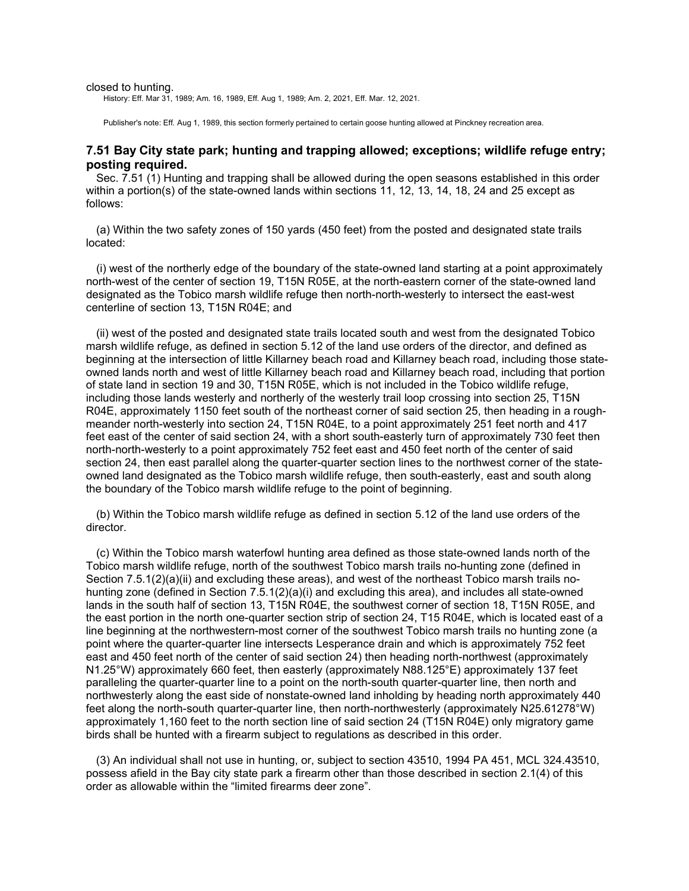closed to hunting.

History: Eff. Mar 31, 1989; Am. 16, 1989, Eff. Aug 1, 1989; Am. 2, 2021, Eff. Mar. 12, 2021.

Publisher's note: Eff. Aug 1, 1989, this section formerly pertained to certain goose hunting allowed at Pinckney recreation area.

### 7.51 Bay City state park; hunting and trapping allowed; exceptions; wildlife refuge entry; posting required.

Sec. 7.51 (1) Hunting and trapping shall be allowed during the open seasons established in this order within a portion(s) of the state-owned lands within sections 11, 12, 13, 14, 18, 24 and 25 except as follows:

(a) Within the two safety zones of 150 yards (450 feet) from the posted and designated state trails located:

(i) west of the northerly edge of the boundary of the state-owned land starting at a point approximately north-west of the center of section 19, T15N R05E, at the north-eastern corner of the state-owned land designated as the Tobico marsh wildlife refuge then north-north-westerly to intersect the east-west centerline of section 13, T15N R04E; and

(ii) west of the posted and designated state trails located south and west from the designated Tobico marsh wildlife refuge, as defined in section 5.12 of the land use orders of the director, and defined as beginning at the intersection of little Killarney beach road and Killarney beach road, including those state-owned lands north and west of little Killarney beach road and Killarney beach road, including that portion of state land in section 19 and 30, T15N R05E, which is not included in the Tobico wildlife refuge, including those lands westerly and northerly of the westerly trail loop crossing into section 25, T15N R04E, approximately 1150 feet south of the northeast corner of said section 25, then heading in a rough-meander north-westerly into section 24, T15N R04E, to a point approximately 251 feet north and 417 feet east of the center of said section 24, with a short south-easterly turn of approximately 730 feet then north-north-westerly to a point approximately 752 feet east and 450 feet north of the center of said section 24, then east parallel along the quarter-quarter section lines to the northwest corner of the state-owned land designated as the Tobico marsh wildlife refuge, then south-easterly, east and south along the boundary of the Tobico marsh wildlife refuge to the point of beginning.

(b) Within the Tobico marsh wildlife refuge as defined in section 5.12 of the land use orders of the director.

(c) Within the Tobico marsh waterfowl hunting area defined as those state-owned lands north of the Tobico marsh wildlife refuge, north of the southwest Tobico marsh trails no-hunting zone (defined in Section 7.5.1(2)(a)(ii) and excluding these areas), and west of the northeast Tobico marsh trails no-hunting zone (defined in Section 7.5.1(2)(a)(i) and excluding this area), and includes all state-owned lands in the south half of section 13, T15N R04E, the southwest corner of section 18, T15N R05E, and the east portion in the north one-quarter section strip of section 24, T15 R04E, which is located east of a line beginning at the northwestern-most corner of the southwest Tobico marsh trails no hunting zone (a point where the quarter-quarter line intersects Lesperance drain and which is approximately 752 feet east and 450 feet north of the center of said section 24) then heading north-northwest (approximately N1.25°W) approximately 660 feet, then easterly (approximately N88.125°E) approximately 137 feet paralleling the quarter-quarter line to a point on the north-south quarter-quarter line, then north and northwesterly along the east side of nonstate-owned land inholding by heading north approximately 440 feet along the north-south quarter-quarter line, then north-northwesterly (approximately N25.61278°W) approximately 1,160 feet to the north section line of said section 24 (T15N R04E) only migratory game birds shall be hunted with a firearm subject to regulations as described in this order.

(3) An individual shall not use in hunting, or, subject to section 43510, 1994 PA 451, MCL 324.43510, possess afield in the Bay city state park a firearm other than those described in section 2.1(4) of this order as allowable within the "limited firearms deer zone".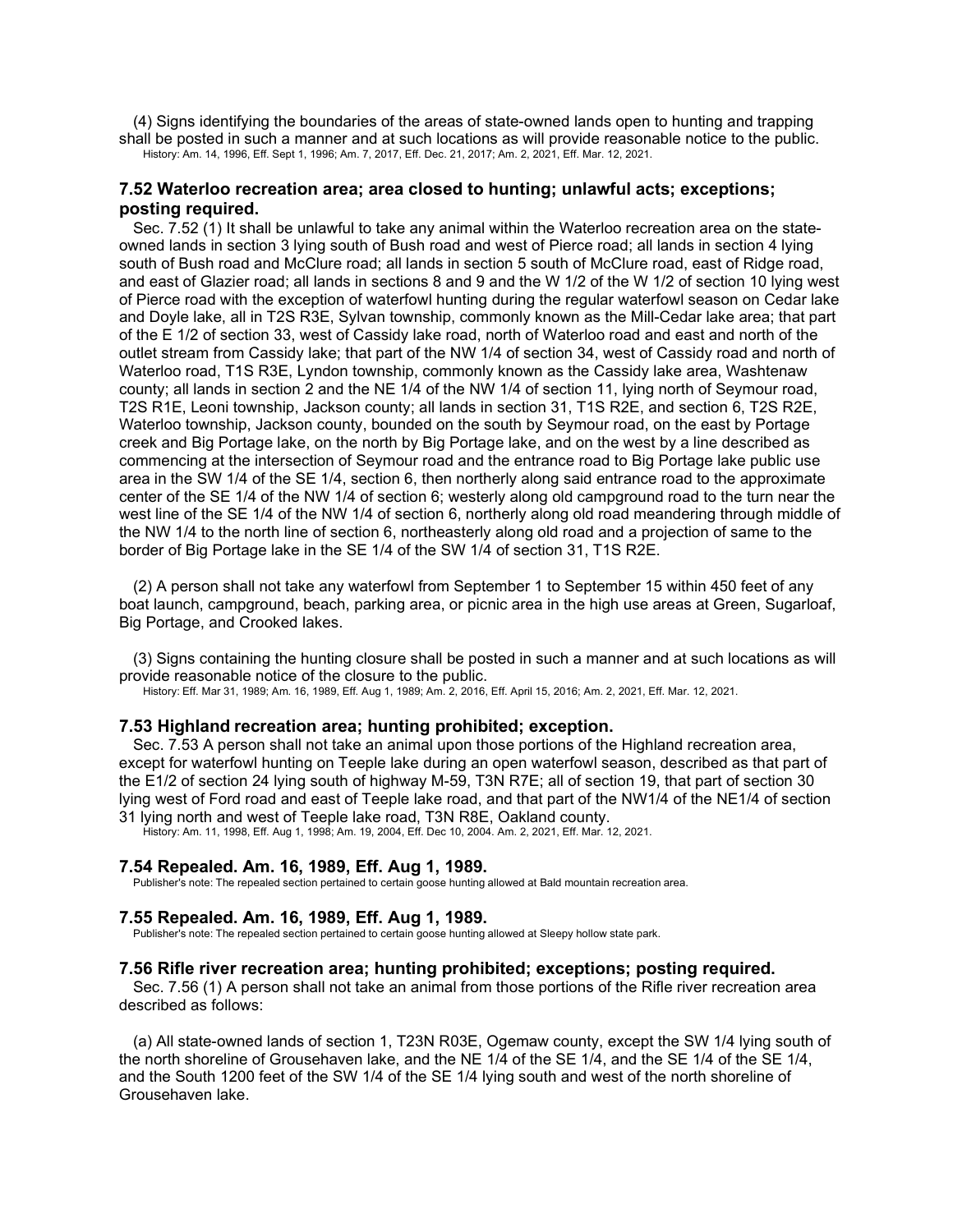(4) Signs identifying the boundaries of the areas of state-owned lands open to hunting and trapping shall be posted in such a manner and at such locations as will provide reasonable notice to the public.

History: Am. 14, 1996, Eff. Sept 1, 1996; Am. 7, 2017, Eff. Dec. 21, 2017; Am. 2, 2021, Eff. Mar. 12, 2021.

### 7.52 Waterloo recreation area; area closed to hunting; unlawful acts; exceptions; posting required.

Sec. 7.52 (1) It shall be unlawful to take any animal within the Waterloo recreation area on the state-owned lands in section 3 lying south of Bush road and west of Pierce road; all lands in section 4 lying south of Bush road and McClure road; all lands in section 5 south of McClure road, east of Ridge road, and east of Glazier road; all lands in sections 8 and 9 and the W 1/2 of the W 1/2 of section 10 lying west of Pierce road with the exception of waterfowl hunting during the regular waterfowl season on Cedar lake and Doyle lake, all in T2S R3E, Sylvan township, commonly known as the Mill-Cedar lake area; that part of the E 1/2 of section 33, west of Cassidy lake road, north of Waterloo road and east and north of the outlet stream from Cassidy lake; that part of the NW 1/4 of section 34, west of Cassidy road and north of Waterloo road, T1S R3E, Lyndon township, commonly known as the Cassidy lake area, Washtenaw county; all lands in section 2 and the NE 1/4 of the NW 1/4 of section 11, lying north of Seymour road, T2S R1E, Leoni township, Jackson county; all lands in section 31, T1S R2E, and section 6, T2S R2E, Waterloo township, Jackson county, bounded on the south by Seymour road, on the east by Portage creek and Big Portage lake, on the north by Big Portage lake, and on the west by a line described as commencing at the intersection of Seymour road and the entrance road to Big Portage lake public use area in the SW 1/4 of the SE 1/4, section 6, then northerly along said entrance road to the approximate center of the SE 1/4 of the NW 1/4 of section 6; westerly along old campground road to the turn near the west line of the SE 1/4 of the NW 1/4 of section 6, northerly along old road meandering through middle of the NW 1/4 to the north line of section 6, northeasterly along old road and a projection of same to the border of Big Portage lake in the SE 1/4 of the SW 1/4 of section 31, T1S R2E.

(2) A person shall not take any waterfowl from September 1 to September 15 within 450 feet of any boat launch, campground, beach, parking area, or picnic area in the high use areas at Green, Sugarloaf, Big Portage, and Crooked lakes.

(3) Signs containing the hunting closure shall be posted in such a manner and at such locations as will provide reasonable notice of the closure to the public.

History: Eff. Mar 31, 1989; Am. 16, 1989, Eff. Aug 1, 1989; Am. 2, 2016, Eff. April 15, 2016; Am. 2, 2021, Eff. Mar. 12, 2021.

### 7.53 Highland recreation area; hunting prohibited; exception.

Sec. 7.53 A person shall not take an animal upon those portions of the Highland recreation area, except for waterfowl hunting on Teeple lake during an open waterfowl season, described as that part of the E1/2 of section 24 lying south of highway M-59, T3N R7E; all of section 19, that part of section 30 lying west of Ford road and east of Teeple lake road, and that part of the NW1/4 of the NE1/4 of section 31 lying north and west of Teeple lake road, T3N R8E, Oakland county.

History: Am. 11, 1998, Eff. Aug 1, 1998; Am. 19, 2004, Eff. Dec 10, 2004. Am. 2, 2021, Eff. Mar. 12, 2021.

### 7.54 Repealed. Am. 16, 1989, Eff. Aug 1, 1989.

Publisher's note: The repealed section pertained to certain goose hunting allowed at Bald mountain recreation area.

### 7.55 Repealed. Am. 16, 1989, Eff. Aug 1, 1989.

Publisher's note: The repealed section pertained to certain goose hunting allowed at Sleepy hollow state park.

### 7.56 Rifle river recreation area; hunting prohibited; exceptions; posting required.

Sec. 7.56 (1) A person shall not take an animal from those portions of the Rifle river recreation area described as follows:

(a) All state-owned lands of section 1, T23N R03E, Ogemaw county, except the SW 1/4 lying south of the north shoreline of Grousehaven lake, and the NE 1/4 of the SE 1/4, and the SE 1/4 of the SE 1/4, and the South 1200 feet of the SW 1/4 of the SE 1/4 lying south and west of the north shoreline of Grousehaven lake.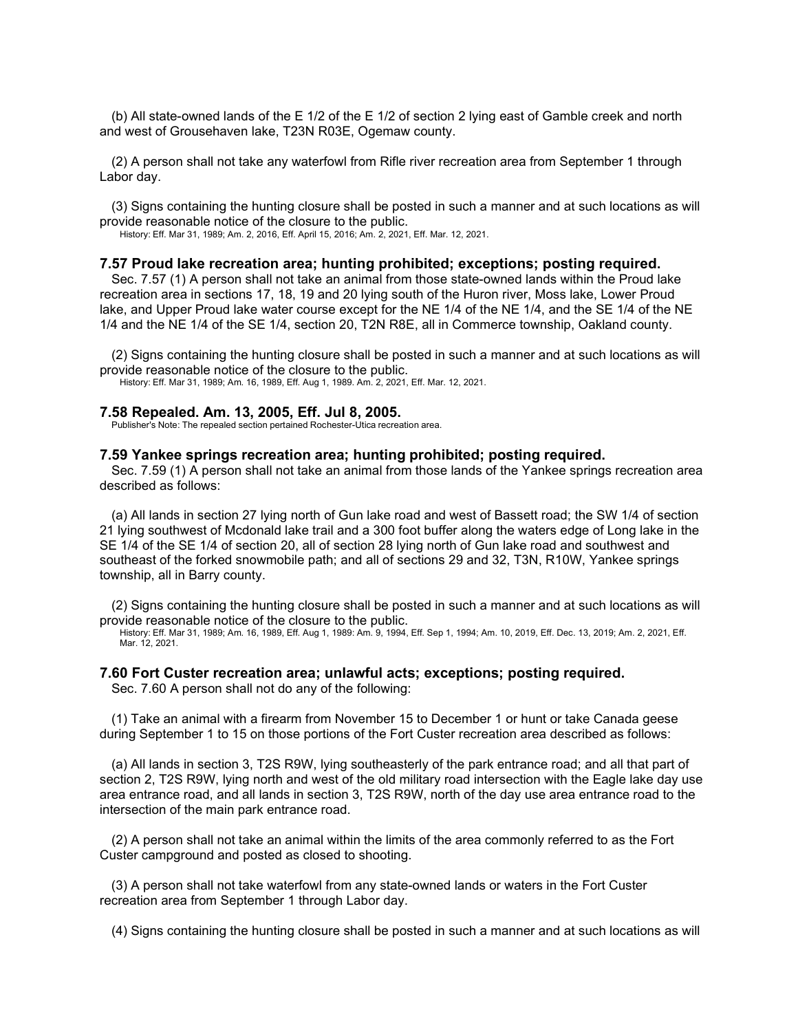(b) All state-owned lands of the E 1/2 of the E 1/2 of section 2 lying east of Gamble creek and north and west of Grousehaven lake, T23N R03E, Ogemaw county.

(2) A person shall not take any waterfowl from Rifle river recreation area from September 1 through Labor day.

(3) Signs containing the hunting closure shall be posted in such a manner and at such locations as will provide reasonable notice of the closure to the public.

History: Eff. Mar 31, 1989; Am. 2, 2016, Eff. April 15, 2016; Am. 2, 2021, Eff. Mar. 12, 2021.

### 7.57 Proud lake recreation area; hunting prohibited; exceptions; posting required.

Sec. 7.57 (1) A person shall not take an animal from those state-owned lands within the Proud lake recreation area in sections 17, 18, 19 and 20 lying south of the Huron river, Moss lake, Lower Proud lake, and Upper Proud lake water course except for the NE 1/4 of the NE 1/4, and the SE 1/4 of the NE 1/4 and the NE 1/4 of the SE 1/4, section 20, T2N R8E, all in Commerce township, Oakland county.

(2) Signs containing the hunting closure shall be posted in such a manner and at such locations as will provide reasonable notice of the closure to the public.

History: Eff. Mar 31, 1989; Am. 16, 1989, Eff. Aug 1, 1989. Am. 2, 2021, Eff. Mar. 12, 2021.

### 7.58 Repealed. Am. 13, 2005, Eff. Jul 8, 2005.

Publisher's Note: The repealed section pertained Rochester-Utica recreation area.

### 7.59 Yankee springs recreation area; hunting prohibited; posting required.

Sec. 7.59 (1) A person shall not take an animal from those lands of the Yankee springs recreation area described as follows:

(a) All lands in section 27 lying north of Gun lake road and west of Bassett road; the SW 1/4 of section 21 lying southwest of Mcdonald lake trail and a 300 foot buffer along the waters edge of Long lake in the SE 1/4 of the SE 1/4 of section 20, all of section 28 lying north of Gun lake road and southwest and southeast of the forked snowmobile path; and all of sections 29 and 32, T3N, R10W, Yankee springs township, all in Barry county.

(2) Signs containing the hunting closure shall be posted in such a manner and at such locations as will provide reasonable notice of the closure to the public.

History: Eff. Mar 31, 1989; Am. 16, 1989, Eff. Aug 1, 1989: Am. 9, 1994, Eff. Sep 1, 1994; Am. 10, 2019, Eff. Dec. 13, 2019; Am. 2, 2021, Eff. Mar. 12, 2021.

### 7.60 Fort Custer recreation area; unlawful acts; exceptions; posting required.

Sec. 7.60 A person shall not do any of the following:

(1) Take an animal with a firearm from November 15 to December 1 or hunt or take Canada geese during September 1 to 15 on those portions of the Fort Custer recreation area described as follows:

(a) All lands in section 3, T2S R9W, lying southeasterly of the park entrance road; and all that part of section 2, T2S R9W, lying north and west of the old military road intersection with the Eagle lake day use area entrance road, and all lands in section 3, T2S R9W, north of the day use area entrance road to the intersection of the main park entrance road.

(2) A person shall not take an animal within the limits of the area commonly referred to as the Fort Custer campground and posted as closed to shooting.

(3) A person shall not take waterfowl from any state-owned lands or waters in the Fort Custer recreation area from September 1 through Labor day.

(4) Signs containing the hunting closure shall be posted in such a manner and at such locations as will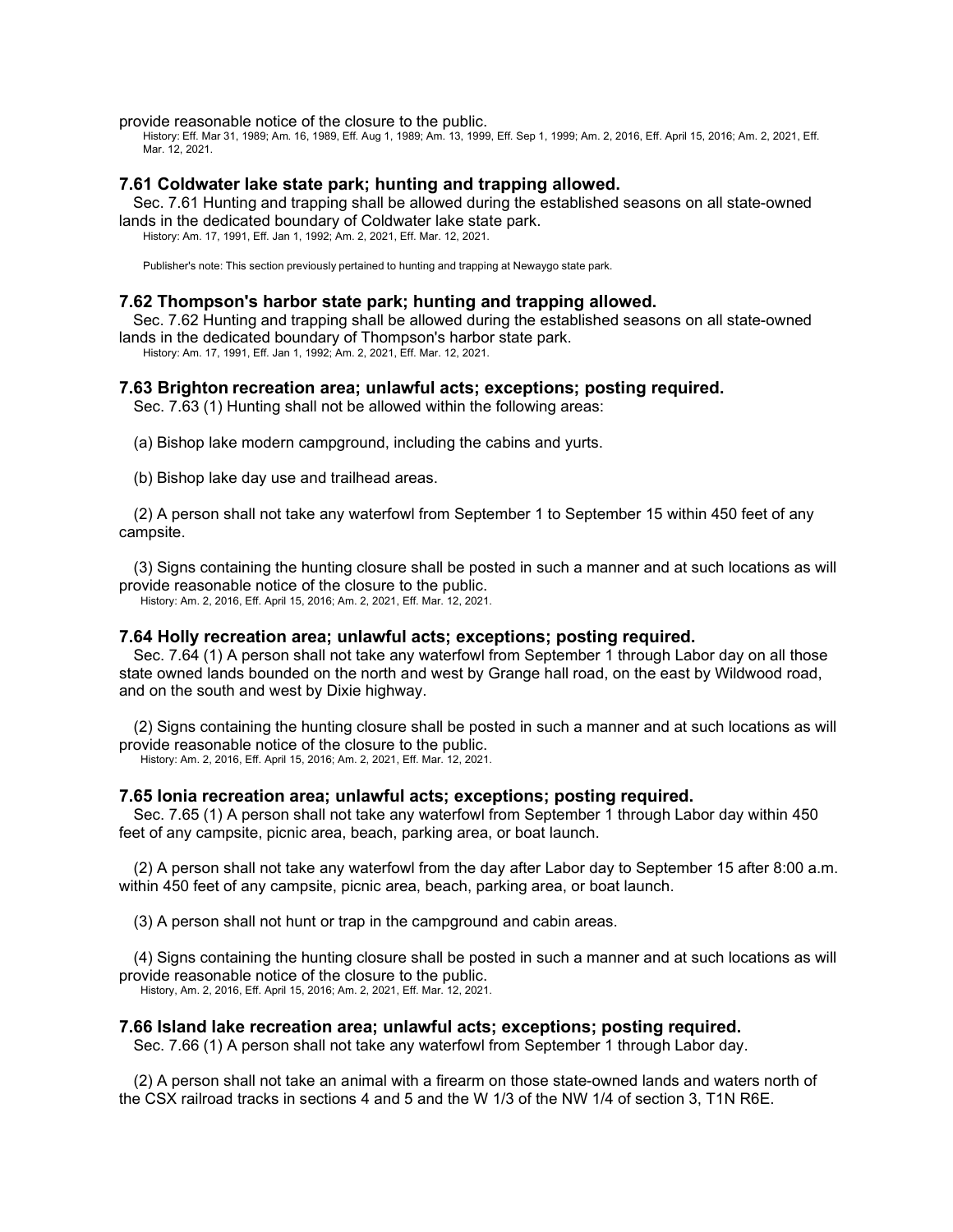provide reasonable notice of the closure to the public.

History: Eff. Mar 31, 1989; Am. 16, 1989, Eff. Aug 1, 1989; Am. 13, 1999, Eff. Sep 1, 1999; Am. 2, 2016, Eff. April 15, 2016; Am. 2, 2021, Eff. Mar. 12, 2021.

### 7.61 Coldwater lake state park; hunting and trapping allowed.

Sec. 7.61 Hunting and trapping shall be allowed during the established seasons on all state-owned lands in the dedicated boundary of Coldwater lake state park.

History: Am. 17, 1991, Eff. Jan 1, 1992; Am. 2, 2021, Eff. Mar. 12, 2021.

Publisher's note: This section previously pertained to hunting and trapping at Newaygo state park.

### 7.62 Thompson's harbor state park; hunting and trapping allowed.

Sec. 7.62 Hunting and trapping shall be allowed during the established seasons on all state-owned lands in the dedicated boundary of Thompson's harbor state park.

History: Am. 17, 1991, Eff. Jan 1, 1992; Am. 2, 2021, Eff. Mar. 12, 2021.

### 7.63 Brighton recreation area; unlawful acts; exceptions; posting required.

Sec. 7.63 (1) Hunting shall not be allowed within the following areas:

(a) Bishop lake modern campground, including the cabins and yurts.

(b) Bishop lake day use and trailhead areas.

(2) A person shall not take any waterfowl from September 1 to September 15 within 450 feet of any campsite.

(3) Signs containing the hunting closure shall be posted in such a manner and at such locations as will provide reasonable notice of the closure to the public.

History: Am. 2, 2016, Eff. April 15, 2016; Am. 2, 2021, Eff. Mar. 12, 2021.

### 7.64 Holly recreation area; unlawful acts; exceptions; posting required.

Sec. 7.64 (1) A person shall not take any waterfowl from September 1 through Labor day on all those state owned lands bounded on the north and west by Grange hall road, on the east by Wildwood road, and on the south and west by Dixie highway.

(2) Signs containing the hunting closure shall be posted in such a manner and at such locations as will provide reasonable notice of the closure to the public.

History: Am. 2, 2016, Eff. April 15, 2016; Am. 2, 2021, Eff. Mar. 12, 2021.

### 7.65 Ionia recreation area; unlawful acts; exceptions; posting required.

Sec. 7.65 (1) A person shall not take any waterfowl from September 1 through Labor day within 450 feet of any campsite, picnic area, beach, parking area, or boat launch.

(2) A person shall not take any waterfowl from the day after Labor day to September 15 after 8:00 a.m. within 450 feet of any campsite, picnic area, beach, parking area, or boat launch.

(3) A person shall not hunt or trap in the campground and cabin areas.

(4) Signs containing the hunting closure shall be posted in such a manner and at such locations as will provide reasonable notice of the closure to the public.

History, Am. 2, 2016, Eff. April 15, 2016; Am. 2, 2021, Eff. Mar. 12, 2021.

### 7.66 Island lake recreation area; unlawful acts; exceptions; posting required.

Sec. 7.66 (1) A person shall not take any waterfowl from September 1 through Labor day.

(2) A person shall not take an animal with a firearm on those state-owned lands and waters north of the CSX railroad tracks in sections 4 and 5 and the W 1/3 of the NW 1/4 of section 3, T1N R6E.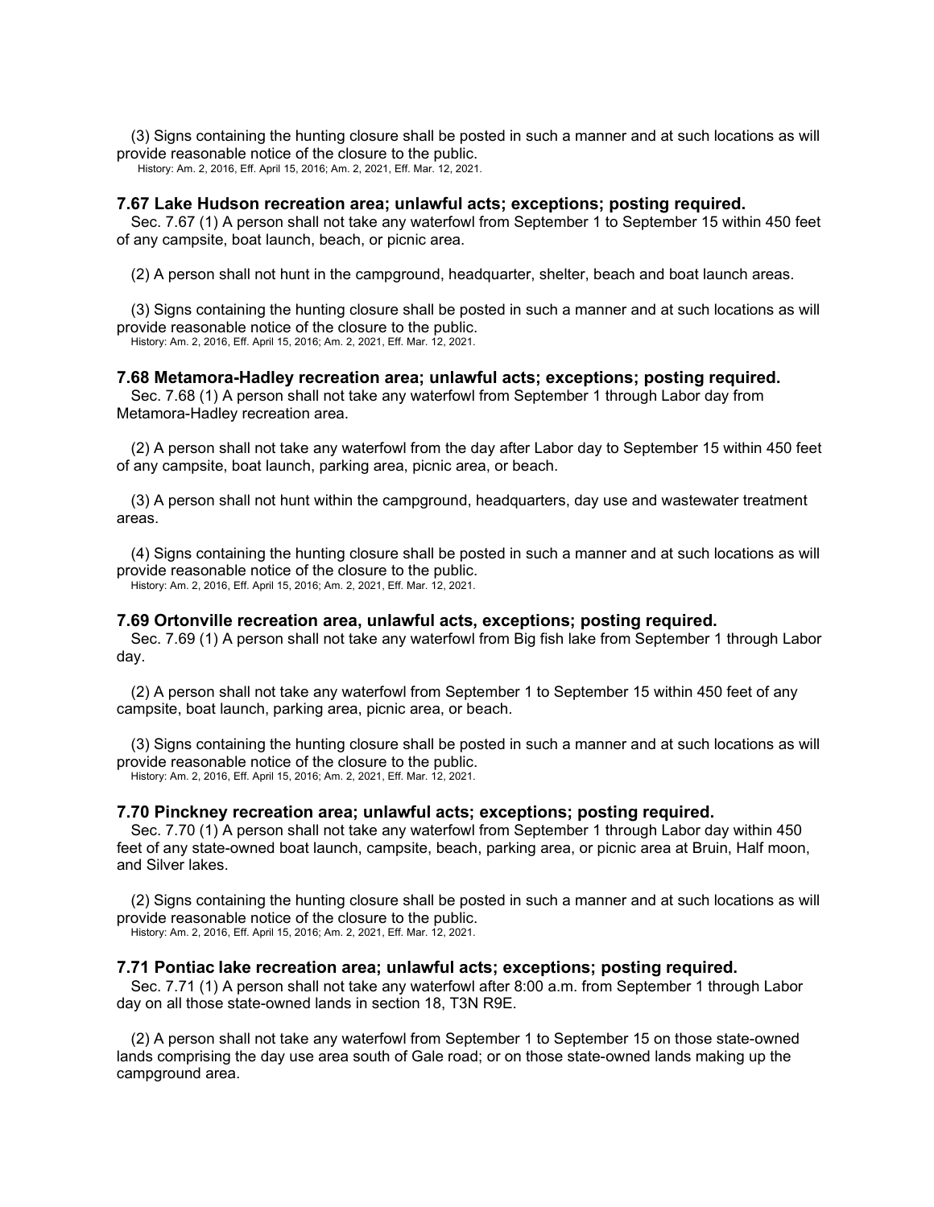(3) Signs containing the hunting closure shall be posted in such a manner and at such locations as will provide reasonable notice of the closure to the public.

History: Am. 2, 2016, Eff. April 15, 2016; Am. 2, 2021, Eff. Mar. 12, 2021.

### 7.67 Lake Hudson recreation area; unlawful acts; exceptions; posting required.

Sec. 7.67 (1) A person shall not take any waterfowl from September 1 to September 15 within 450 feet of any campsite, boat launch, beach, or picnic area.

(2) A person shall not hunt in the campground, headquarter, shelter, beach and boat launch areas.

(3) Signs containing the hunting closure shall be posted in such a manner and at such locations as will provide reasonable notice of the closure to the public.

History: Am. 2, 2016, Eff. April 15, 2016; Am. 2, 2021, Eff. Mar. 12, 2021.

### 7.68 Metamora-Hadley recreation area; unlawful acts; exceptions; posting required.

Sec. 7.68 (1) A person shall not take any waterfowl from September 1 through Labor day from Metamora-Hadley recreation area.

(2) A person shall not take any waterfowl from the day after Labor day to September 15 within 450 feet of any campsite, boat launch, parking area, picnic area, or beach.

(3) A person shall not hunt within the campground, headquarters, day use and wastewater treatment areas.

(4) Signs containing the hunting closure shall be posted in such a manner and at such locations as will provide reasonable notice of the closure to the public.

History: Am. 2, 2016, Eff. April 15, 2016; Am. 2, 2021, Eff. Mar. 12, 2021.

### 7.69 Ortonville recreation area, unlawful acts, exceptions; posting required.

Sec. 7.69 (1) A person shall not take any waterfowl from Big fish lake from September 1 through Labor day.

(2) A person shall not take any waterfowl from September 1 to September 15 within 450 feet of any campsite, boat launch, parking area, picnic area, or beach.

(3) Signs containing the hunting closure shall be posted in such a manner and at such locations as will provide reasonable notice of the closure to the public.

History: Am. 2, 2016, Eff. April 15, 2016; Am. 2, 2021, Eff. Mar. 12, 2021.

### 7.70 Pinckney recreation area; unlawful acts; exceptions; posting required.

Sec. 7.70 (1) A person shall not take any waterfowl from September 1 through Labor day within 450 feet of any state-owned boat launch, campsite, beach, parking area, or picnic area at Bruin, Half moon, and Silver lakes.

(2) Signs containing the hunting closure shall be posted in such a manner and at such locations as will provide reasonable notice of the closure to the public.

History: Am. 2, 2016, Eff. April 15, 2016; Am. 2, 2021, Eff. Mar. 12, 2021.

### 7.71 Pontiac lake recreation area; unlawful acts; exceptions; posting required.

Sec. 7.71 (1) A person shall not take any waterfowl after 8:00 a.m. from September 1 through Labor day on all those state-owned lands in section 18, T3N R9E.

(2) A person shall not take any waterfowl from September 1 to September 15 on those state-owned lands comprising the day use area south of Gale road; or on those state-owned lands making up the campground area.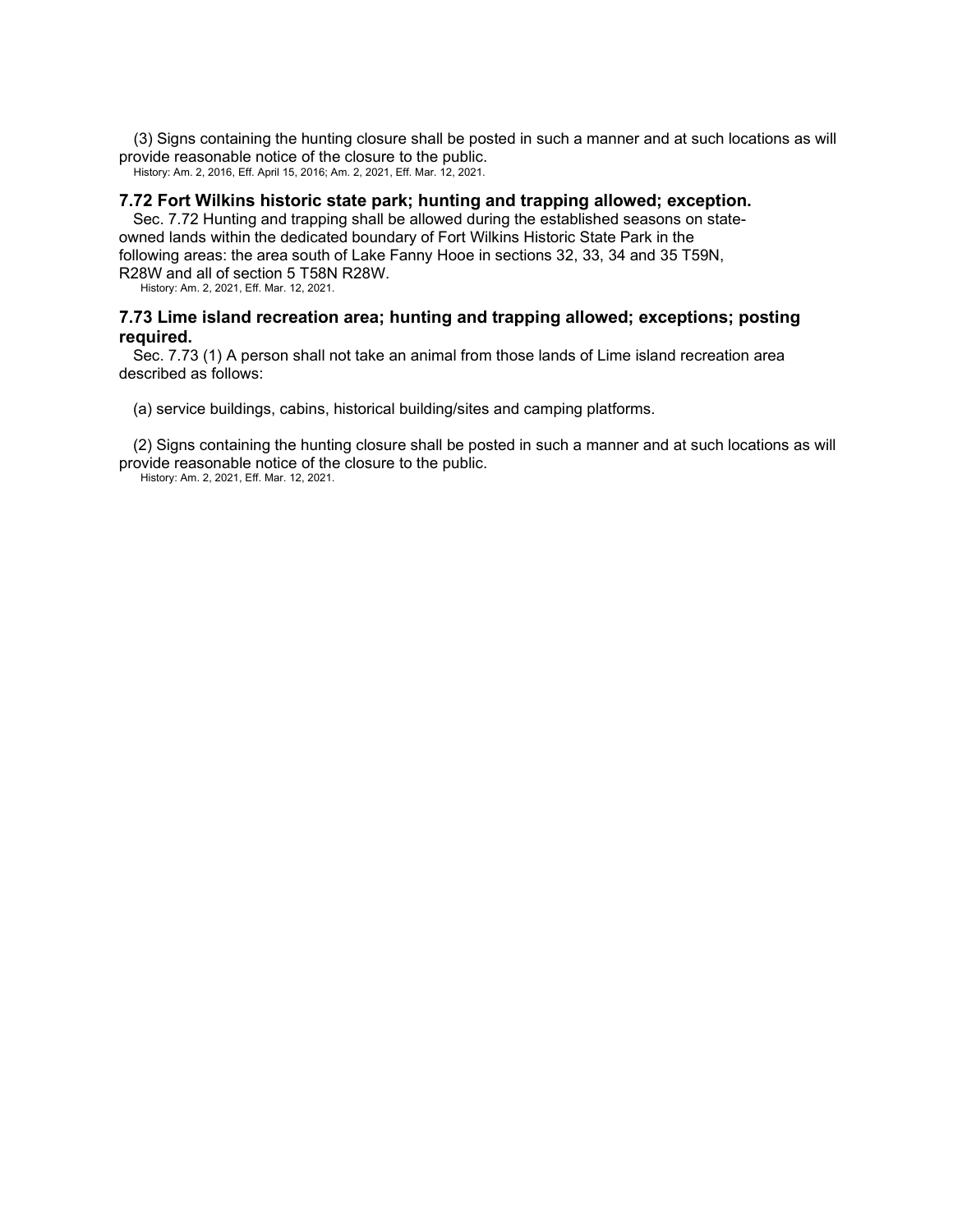(3) Signs containing the hunting closure shall be posted in such a manner and at such locations as will provide reasonable notice of the closure to the public.

History: Am. 2, 2016, Eff. April 15, 2016; Am. 2, 2021, Eff. Mar. 12, 2021.

### 7.72 Fort Wilkins historic state park; hunting and trapping allowed; exception.

Sec. 7.72 Hunting and trapping shall be allowed during the established seasons on state-owned lands within the dedicated boundary of Fort Wilkins Historic State Park in the following areas: the area south of Lake Fanny Hooe in sections 32, 33, 34 and 35 T59N, R28W and all of section 5 T58N R28W.

History: Am. 2, 2021, Eff. Mar. 12, 2021.

### 7.73 Lime island recreation area; hunting and trapping allowed; exceptions; posting required.

Sec. 7.73 (1) A person shall not take an animal from those lands of Lime island recreation area described as follows:

(a) service buildings, cabins, historical building/sites and camping platforms.

(2) Signs containing the hunting closure shall be posted in such a manner and at such locations as will provide reasonable notice of the closure to the public.

History: Am. 2, 2021, Eff. Mar. 12, 2021.